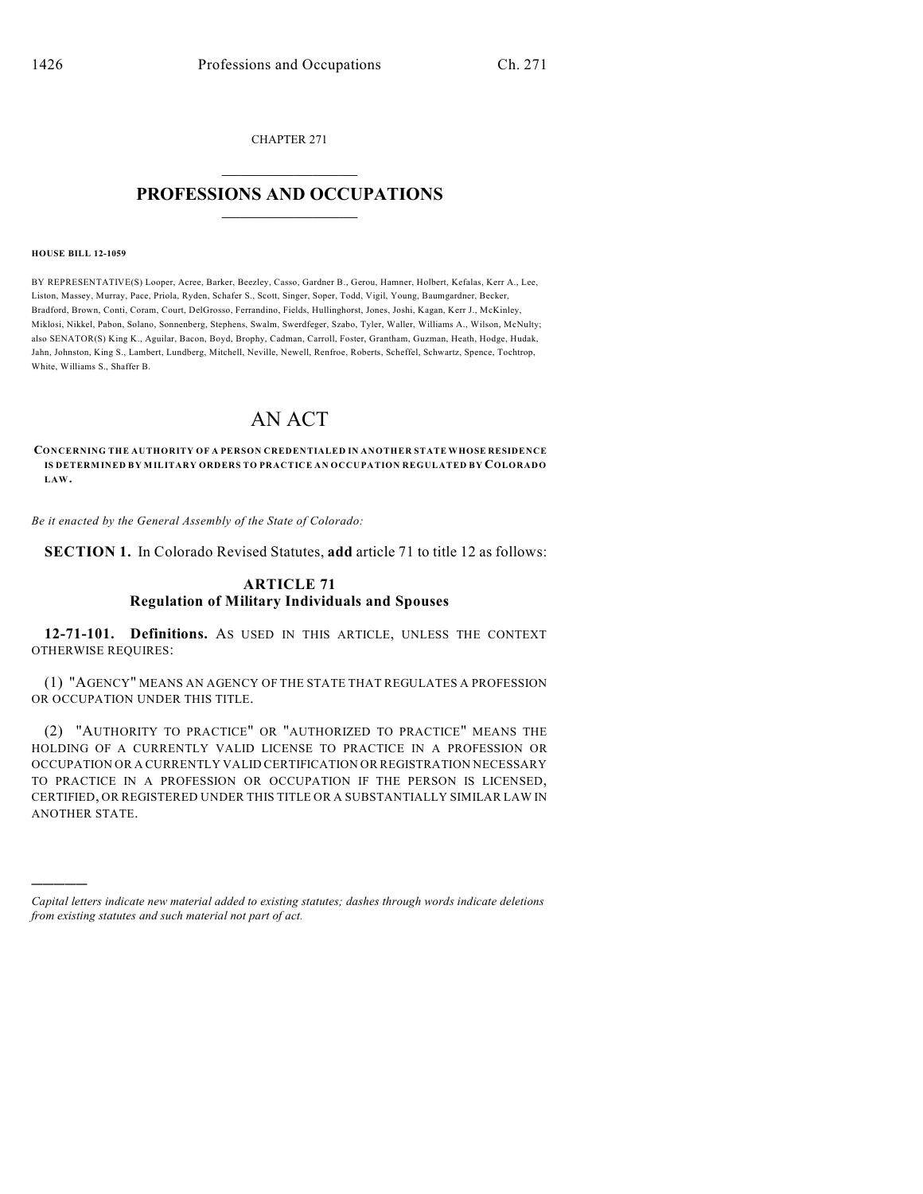CHAPTER 271

# PROFESSIONS AND OCCUPATIONS

**HOUSE BILL 12-1059**

BY REPRESENTATIVE(S) Looper, Acree, Barker, Beezley, Casso, Gardner B., Gerou, Hamner, Holbert, Kefalas, Kerr A., Lee, Liston, Massey, Murray, Pace, Priola, Ryden, Schafer S., Scott, Singer, Soper, Todd, Vigil, Young, Baumgardner, Becker, Bradford, Brown, Conti, Coram, Court, DelGrosso, Ferrandino, Fields, Hullinghorst, Jones, Joshi, Kagan, Kerr J., McKinley, Miklosi, Nikkel, Pabon, Solano, Sonnenberg, Stephens, Swalm, Swerdfeger, Szabo, Tyler, Waller, Williams A., Wilson, McNulty; also SENATOR(S) King K., Aguilar, Bacon, Boyd, Brophy, Cadman, Carroll, Foster, Grantham, Guzman, Heath, Hodge, Hudak, Jahn, Johnston, King S., Lambert, Lundberg, Mitchell, Neville, Newell, Renfroe, Roberts, Scheffel, Schwartz, Spence, Tochtrop, White, Williams S., Shaffer B.

# AN ACT

**CONCERNING THE AUTHORITY OF A PERSON CREDENTIALED IN ANOTHER STATE WHOSE RESIDENCE IS DETERMINED BY MILITARY ORDERS TO PRACTICE AN OCCUPATION REGULATED BY COLORADO LAW.**

*Be it enacted by the General Assembly of the State of Colorado:*

**SECTION 1.** In Colorado Revised Statutes, **add** article 71 to title 12 as follows:

## ARTICLE 71
## Regulation of Military Individuals and Spouses

**12-71-101. Definitions.** AS USED IN THIS ARTICLE, UNLESS THE CONTEXT OTHERWISE REQUIRES:

(1) "AGENCY" MEANS AN AGENCY OF THE STATE THAT REGULATES A PROFESSION OR OCCUPATION UNDER THIS TITLE.

(2) "AUTHORITY TO PRACTICE" OR "AUTHORIZED TO PRACTICE" MEANS THE HOLDING OF A CURRENTLY VALID LICENSE TO PRACTICE IN A PROFESSION OR OCCUPATION OR A CURRENTLY VALID CERTIFICATION OR REGISTRATION NECESSARY TO PRACTICE IN A PROFESSION OR OCCUPATION IF THE PERSON IS LICENSED, CERTIFIED, OR REGISTERED UNDER THIS TITLE OR A SUBSTANTIALLY SIMILAR LAW IN ANOTHER STATE.

*Capital letters indicate new material added to existing statutes; dashes through words indicate deletions from existing statutes and such material not part of act.*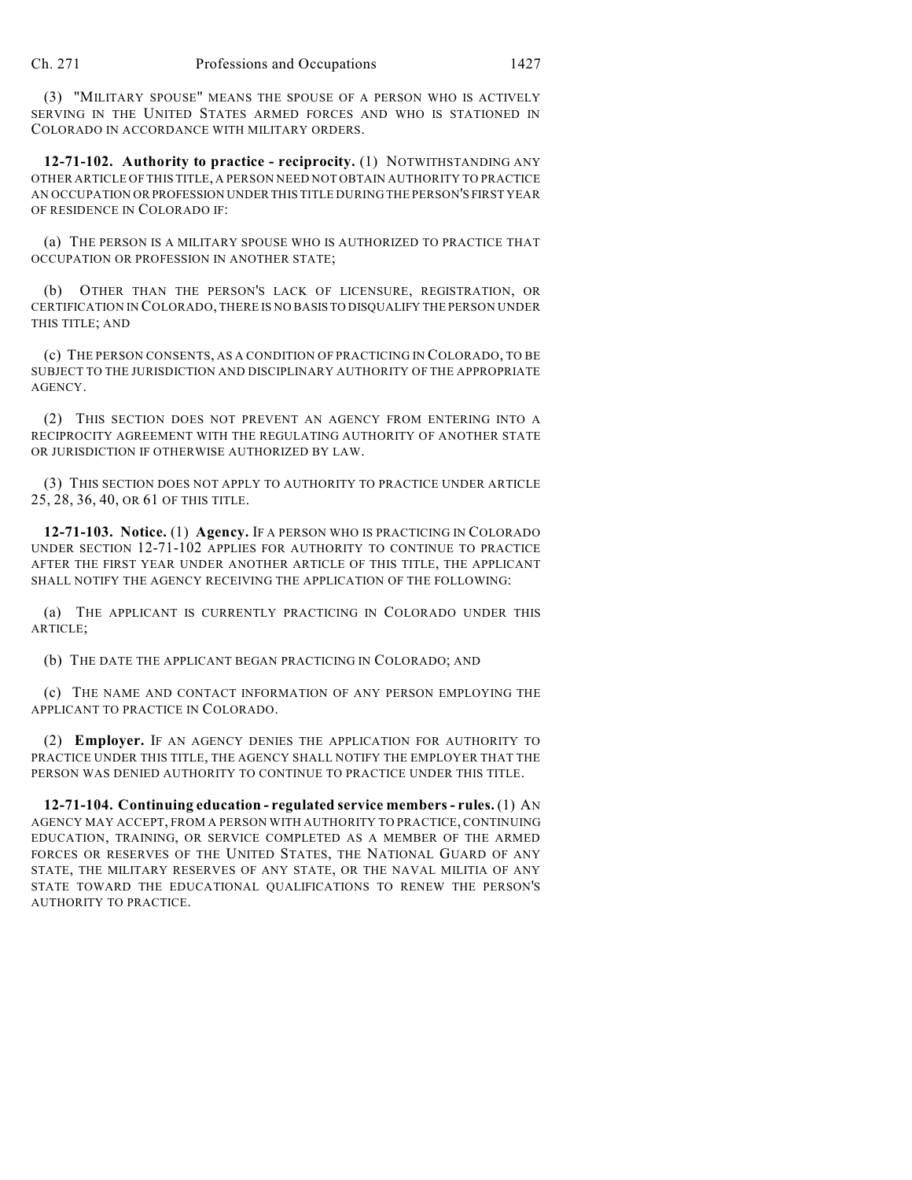(3) "MILITARY SPOUSE" MEANS THE SPOUSE OF A PERSON WHO IS ACTIVELY SERVING IN THE UNITED STATES ARMED FORCES AND WHO IS STATIONED IN COLORADO IN ACCORDANCE WITH MILITARY ORDERS.

**12-71-102. Authority to practice - reciprocity.** (1) NOTWITHSTANDING ANY OTHER ARTICLE OF THIS TITLE, A PERSON NEED NOT OBTAIN AUTHORITY TO PRACTICE AN OCCUPATION OR PROFESSION UNDER THIS TITLE DURING THE PERSON'S FIRST YEAR OF RESIDENCE IN COLORADO IF:

(a) THE PERSON IS A MILITARY SPOUSE WHO IS AUTHORIZED TO PRACTICE THAT OCCUPATION OR PROFESSION IN ANOTHER STATE;

(b) OTHER THAN THE PERSON'S LACK OF LICENSURE, REGISTRATION, OR CERTIFICATION IN COLORADO, THERE IS NO BASIS TO DISQUALIFY THE PERSON UNDER THIS TITLE; AND

(c) THE PERSON CONSENTS, AS A CONDITION OF PRACTICING IN COLORADO, TO BE SUBJECT TO THE JURISDICTION AND DISCIPLINARY AUTHORITY OF THE APPROPRIATE AGENCY.

(2) THIS SECTION DOES NOT PREVENT AN AGENCY FROM ENTERING INTO A RECIPROCITY AGREEMENT WITH THE REGULATING AUTHORITY OF ANOTHER STATE OR JURISDICTION IF OTHERWISE AUTHORIZED BY LAW.

(3) THIS SECTION DOES NOT APPLY TO AUTHORITY TO PRACTICE UNDER ARTICLE 25, 28, 36, 40, OR 61 OF THIS TITLE.

**12-71-103. Notice.** (1) **Agency.** IF A PERSON WHO IS PRACTICING IN COLORADO UNDER SECTION 12-71-102 APPLIES FOR AUTHORITY TO CONTINUE TO PRACTICE AFTER THE FIRST YEAR UNDER ANOTHER ARTICLE OF THIS TITLE, THE APPLICANT SHALL NOTIFY THE AGENCY RECEIVING THE APPLICATION OF THE FOLLOWING:

(a) THE APPLICANT IS CURRENTLY PRACTICING IN COLORADO UNDER THIS ARTICLE;

(b) THE DATE THE APPLICANT BEGAN PRACTICING IN COLORADO; AND

(c) THE NAME AND CONTACT INFORMATION OF ANY PERSON EMPLOYING THE APPLICANT TO PRACTICE IN COLORADO.

(2) **Employer.** IF AN AGENCY DENIES THE APPLICATION FOR AUTHORITY TO PRACTICE UNDER THIS TITLE, THE AGENCY SHALL NOTIFY THE EMPLOYER THAT THE PERSON WAS DENIED AUTHORITY TO CONTINUE TO PRACTICE UNDER THIS TITLE.

**12-71-104. Continuing education - regulated service members - rules.** (1) AN AGENCY MAY ACCEPT, FROM A PERSON WITH AUTHORITY TO PRACTICE, CONTINUING EDUCATION, TRAINING, OR SERVICE COMPLETED AS A MEMBER OF THE ARMED FORCES OR RESERVES OF THE UNITED STATES, THE NATIONAL GUARD OF ANY STATE, THE MILITARY RESERVES OF ANY STATE, OR THE NAVAL MILITIA OF ANY STATE TOWARD THE EDUCATIONAL QUALIFICATIONS TO RENEW THE PERSON'S AUTHORITY TO PRACTICE.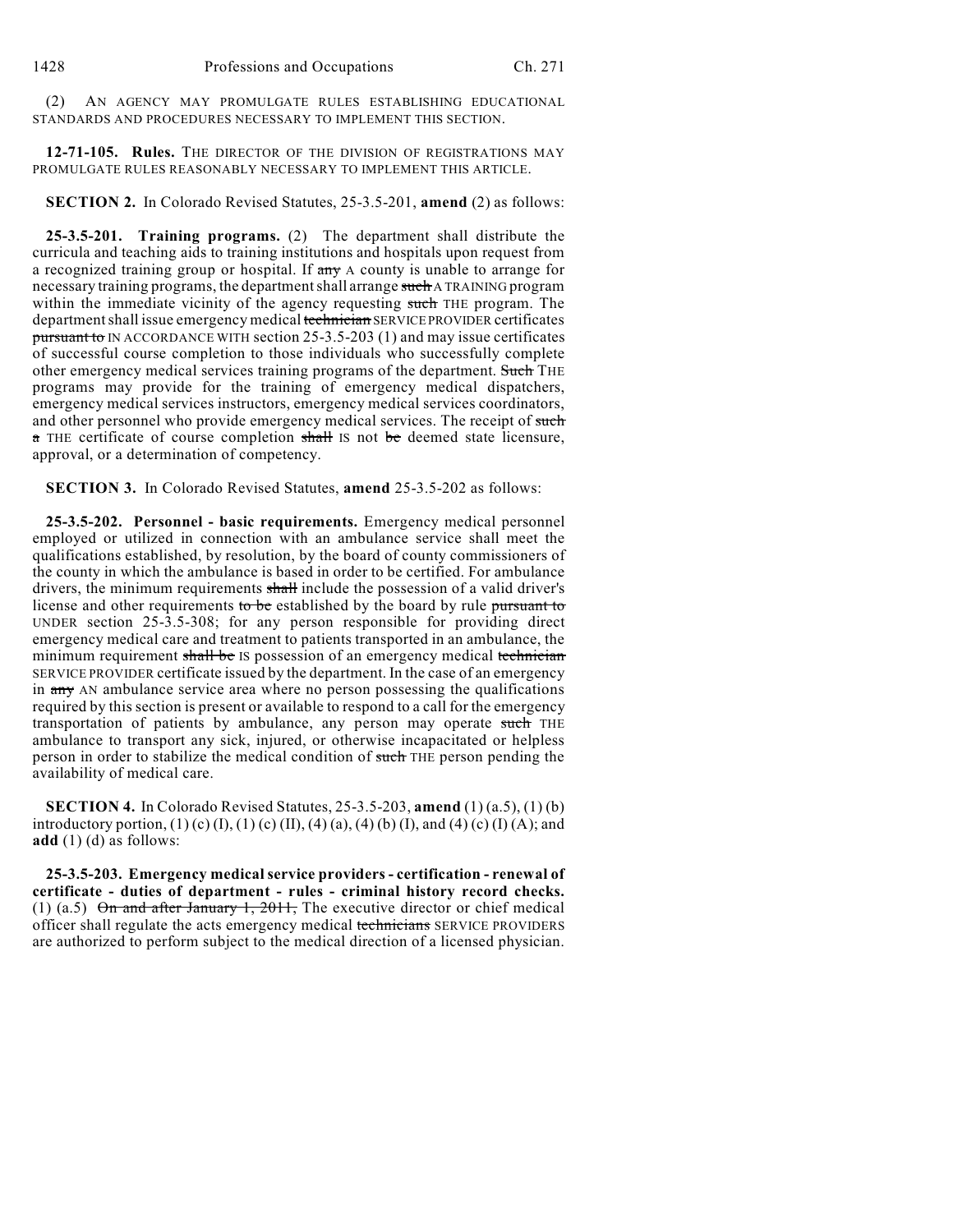(2) AN AGENCY MAY PROMULGATE RULES ESTABLISHING EDUCATIONAL STANDARDS AND PROCEDURES NECESSARY TO IMPLEMENT THIS SECTION.

**12-71-105. Rules.** THE DIRECTOR OF THE DIVISION OF REGISTRATIONS MAY PROMULGATE RULES REASONABLY NECESSARY TO IMPLEMENT THIS ARTICLE.

**SECTION 2.** In Colorado Revised Statutes, 25-3.5-201, **amend** (2) as follows:

**25-3.5-201. Training programs.** (2) The department shall distribute the curricula and teaching aids to training institutions and hospitals upon request from a recognized training group or hospital. If ~~any~~ A county is unable to arrange for necessary training programs, the department shall arrange ~~such~~ A TRAINING program within the immediate vicinity of the agency requesting ~~such~~ THE program. The department shall issue emergency medical ~~technician~~ SERVICE PROVIDER certificates ~~pursuant to~~ IN ACCORDANCE WITH section 25-3.5-203 (1) and may issue certificates of successful course completion to those individuals who successfully complete other emergency medical services training programs of the department. ~~Such~~ THE programs may provide for the training of emergency medical dispatchers, emergency medical services instructors, emergency medical services coordinators, and other personnel who provide emergency medical services. The receipt of ~~such a~~ THE certificate of course completion ~~shall~~ IS not ~~be~~ deemed state licensure, approval, or a determination of competency.

**SECTION 3.** In Colorado Revised Statutes, **amend** 25-3.5-202 as follows:

**25-3.5-202. Personnel - basic requirements.** Emergency medical personnel employed or utilized in connection with an ambulance service shall meet the qualifications established, by resolution, by the board of county commissioners of the county in which the ambulance is based in order to be certified. For ambulance drivers, the minimum requirements ~~shall~~ include the possession of a valid driver's license and other requirements ~~to be~~ established by the board by rule ~~pursuant to~~ UNDER section 25-3.5-308; for any person responsible for providing direct emergency medical care and treatment to patients transported in an ambulance, the minimum requirement ~~shall be~~ IS possession of an emergency medical ~~technician~~ SERVICE PROVIDER certificate issued by the department. In the case of an emergency in ~~any~~ AN ambulance service area where no person possessing the qualifications required by this section is present or available to respond to a call for the emergency transportation of patients by ambulance, any person may operate ~~such~~ THE ambulance to transport any sick, injured, or otherwise incapacitated or helpless person in order to stabilize the medical condition of ~~such~~ THE person pending the availability of medical care.

**SECTION 4.** In Colorado Revised Statutes, 25-3.5-203, **amend** (1) (a.5), (1) (b) introductory portion, (1) (c) (I), (1) (c) (II), (4) (a), (4) (b) (I), and (4) (c) (I) (A); and **add** (1) (d) as follows:

**25-3.5-203. Emergency medical service providers - certification - renewal of certificate - duties of department - rules - criminal history record checks.** (1) (a.5) ~~On and after January 1, 2011,~~ The executive director or chief medical officer shall regulate the acts emergency medical ~~technicians~~ SERVICE PROVIDERS are authorized to perform subject to the medical direction of a licensed physician.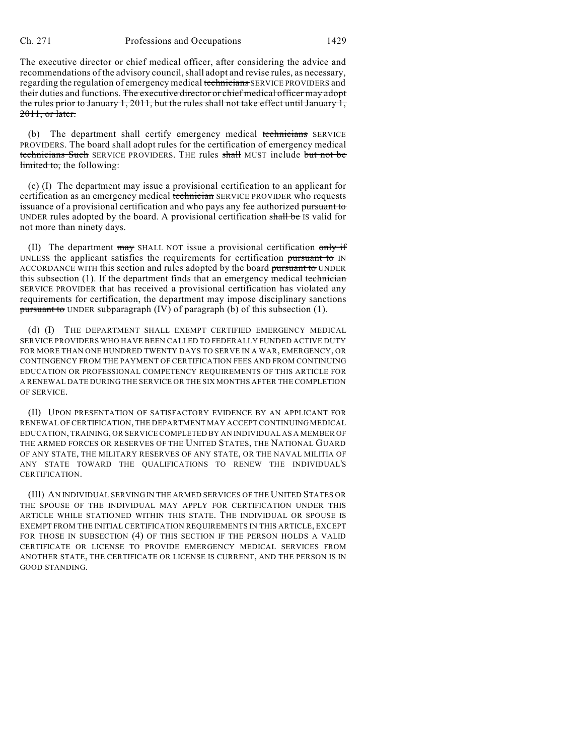The executive director or chief medical officer, after considering the advice and recommendations of the advisory council, shall adopt and revise rules, as necessary, regarding the regulation of emergency medical ~~technicians~~ SERVICE PROVIDERS and their duties and functions. ~~The executive director or chief medical officer may adopt the rules prior to January 1, 2011, but the rules shall not take effect until January 1, 2011, or later.~~

(b) The department shall certify emergency medical ~~technicians~~ SERVICE PROVIDERS. The board shall adopt rules for the certification of emergency medical ~~technicians Such~~ SERVICE PROVIDERS. THE rules ~~shall~~ MUST include ~~but not be limited to,~~ the following:

(c) (I) The department may issue a provisional certification to an applicant for certification as an emergency medical ~~technician~~ SERVICE PROVIDER who requests issuance of a provisional certification and who pays any fee authorized ~~pursuant to~~ UNDER rules adopted by the board. A provisional certification ~~shall be~~ IS valid for not more than ninety days.

(II) The department ~~may~~ SHALL NOT issue a provisional certification ~~only if~~ UNLESS the applicant satisfies the requirements for certification ~~pursuant to~~ IN ACCORDANCE WITH this section and rules adopted by the board ~~pursuant to~~ UNDER this subsection (1). If the department finds that an emergency medical ~~technician~~ SERVICE PROVIDER that has received a provisional certification has violated any requirements for certification, the department may impose disciplinary sanctions ~~pursuant to~~ UNDER subparagraph (IV) of paragraph (b) of this subsection (1).

(d) (I) THE DEPARTMENT SHALL EXEMPT CERTIFIED EMERGENCY MEDICAL SERVICE PROVIDERS WHO HAVE BEEN CALLED TO FEDERALLY FUNDED ACTIVE DUTY FOR MORE THAN ONE HUNDRED TWENTY DAYS TO SERVE IN A WAR, EMERGENCY, OR CONTINGENCY FROM THE PAYMENT OF CERTIFICATION FEES AND FROM CONTINUING EDUCATION OR PROFESSIONAL COMPETENCY REQUIREMENTS OF THIS ARTICLE FOR A RENEWAL DATE DURING THE SERVICE OR THE SIX MONTHS AFTER THE COMPLETION OF SERVICE.

(II) UPON PRESENTATION OF SATISFACTORY EVIDENCE BY AN APPLICANT FOR RENEWAL OF CERTIFICATION, THE DEPARTMENT MAY ACCEPT CONTINUING MEDICAL EDUCATION, TRAINING, OR SERVICE COMPLETED BY AN INDIVIDUAL AS A MEMBER OF THE ARMED FORCES OR RESERVES OF THE UNITED STATES, THE NATIONAL GUARD OF ANY STATE, THE MILITARY RESERVES OF ANY STATE, OR THE NAVAL MILITIA OF ANY STATE TOWARD THE QUALIFICATIONS TO RENEW THE INDIVIDUAL'S CERTIFICATION.

(III) AN INDIVIDUAL SERVING IN THE ARMED SERVICES OF THE UNITED STATES OR THE SPOUSE OF THE INDIVIDUAL MAY APPLY FOR CERTIFICATION UNDER THIS ARTICLE WHILE STATIONED WITHIN THIS STATE. THE INDIVIDUAL OR SPOUSE IS EXEMPT FROM THE INITIAL CERTIFICATION REQUIREMENTS IN THIS ARTICLE, EXCEPT FOR THOSE IN SUBSECTION (4) OF THIS SECTION IF THE PERSON HOLDS A VALID CERTIFICATE OR LICENSE TO PROVIDE EMERGENCY MEDICAL SERVICES FROM ANOTHER STATE, THE CERTIFICATE OR LICENSE IS CURRENT, AND THE PERSON IS IN GOOD STANDING.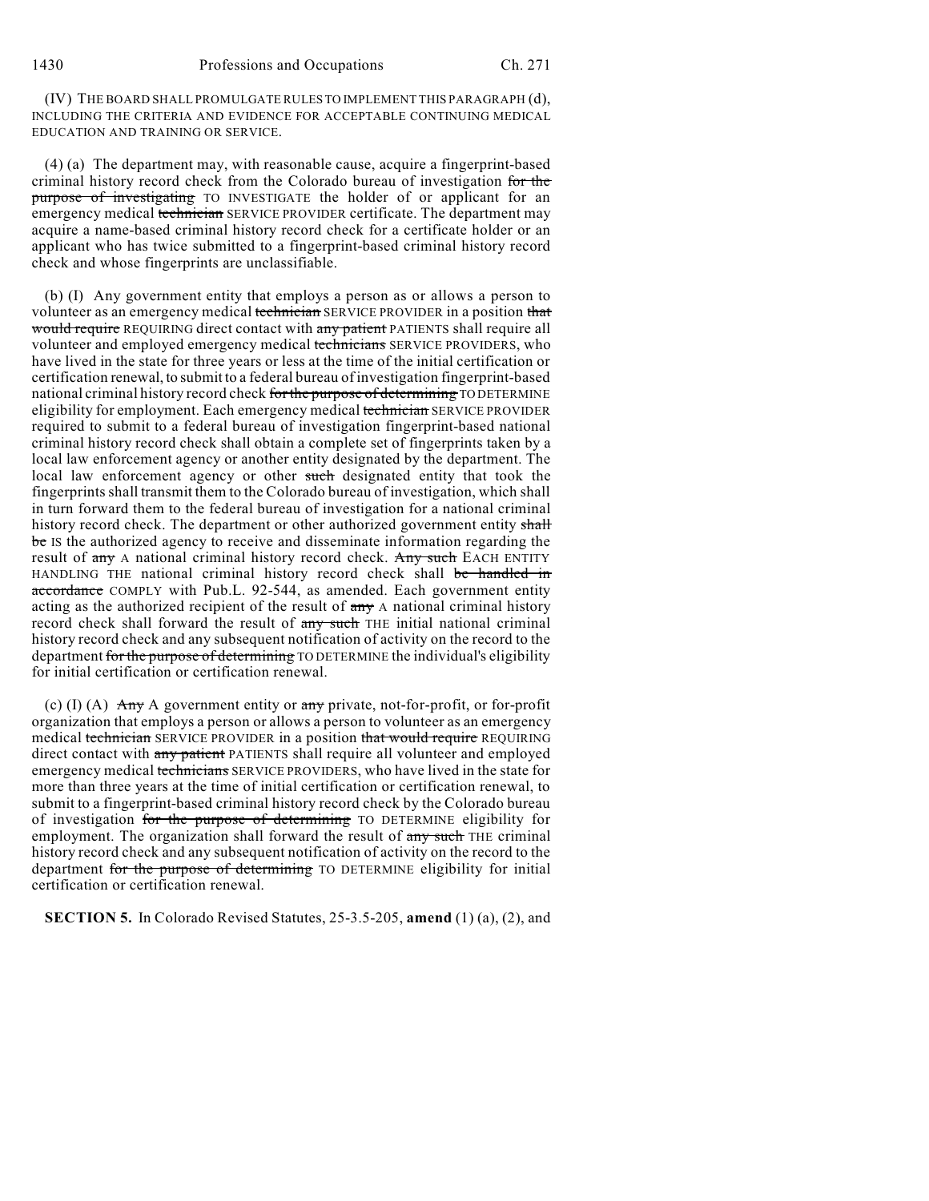(IV) THE BOARD SHALL PROMULGATE RULES TO IMPLEMENT THIS PARAGRAPH (d), INCLUDING THE CRITERIA AND EVIDENCE FOR ACCEPTABLE CONTINUING MEDICAL EDUCATION AND TRAINING OR SERVICE.

(4) (a) The department may, with reasonable cause, acquire a fingerprint-based criminal history record check from the Colorado bureau of investigation ~~for the purpose of investigating~~ TO INVESTIGATE the holder of or applicant for an emergency medical ~~technician~~ SERVICE PROVIDER certificate. The department may acquire a name-based criminal history record check for a certificate holder or an applicant who has twice submitted to a fingerprint-based criminal history record check and whose fingerprints are unclassifiable.

(b) (I) Any government entity that employs a person as or allows a person to volunteer as an emergency medical ~~technician~~ SERVICE PROVIDER in a position ~~that would require~~ REQUIRING direct contact with ~~any patient~~ PATIENTS shall require all volunteer and employed emergency medical ~~technicians~~ SERVICE PROVIDERS, who have lived in the state for three years or less at the time of the initial certification or certification renewal, to submit to a federal bureau of investigation fingerprint-based national criminal history record check ~~for the purpose of determining~~ TO DETERMINE eligibility for employment. Each emergency medical ~~technician~~ SERVICE PROVIDER required to submit to a federal bureau of investigation fingerprint-based national criminal history record check shall obtain a complete set of fingerprints taken by a local law enforcement agency or another entity designated by the department. The local law enforcement agency or other ~~such~~ designated entity that took the fingerprints shall transmit them to the Colorado bureau of investigation, which shall in turn forward them to the federal bureau of investigation for a national criminal history record check. The department or other authorized government entity ~~shall be~~ IS the authorized agency to receive and disseminate information regarding the result of ~~any~~ A national criminal history record check. ~~Any such~~ EACH ENTITY HANDLING THE national criminal history record check shall ~~be handled in accordance~~ COMPLY with Pub.L. 92-544, as amended. Each government entity acting as the authorized recipient of the result of ~~any~~ A national criminal history record check shall forward the result of ~~any such~~ THE initial national criminal history record check and any subsequent notification of activity on the record to the department ~~for the purpose of determining~~ TO DETERMINE the individual's eligibility for initial certification or certification renewal.

(c) (I) (A) ~~Any~~ A government entity or ~~any~~ private, not-for-profit, or for-profit organization that employs a person or allows a person to volunteer as an emergency medical ~~technician~~ SERVICE PROVIDER in a position ~~that would require~~ REQUIRING direct contact with ~~any patient~~ PATIENTS shall require all volunteer and employed emergency medical ~~technicians~~ SERVICE PROVIDERS, who have lived in the state for more than three years at the time of initial certification or certification renewal, to submit to a fingerprint-based criminal history record check by the Colorado bureau of investigation ~~for the purpose of determining~~ TO DETERMINE eligibility for employment. The organization shall forward the result of ~~any such~~ THE criminal history record check and any subsequent notification of activity on the record to the department ~~for the purpose of determining~~ TO DETERMINE eligibility for initial certification or certification renewal.

**SECTION 5.** In Colorado Revised Statutes, 25-3.5-205, **amend** (1) (a), (2), and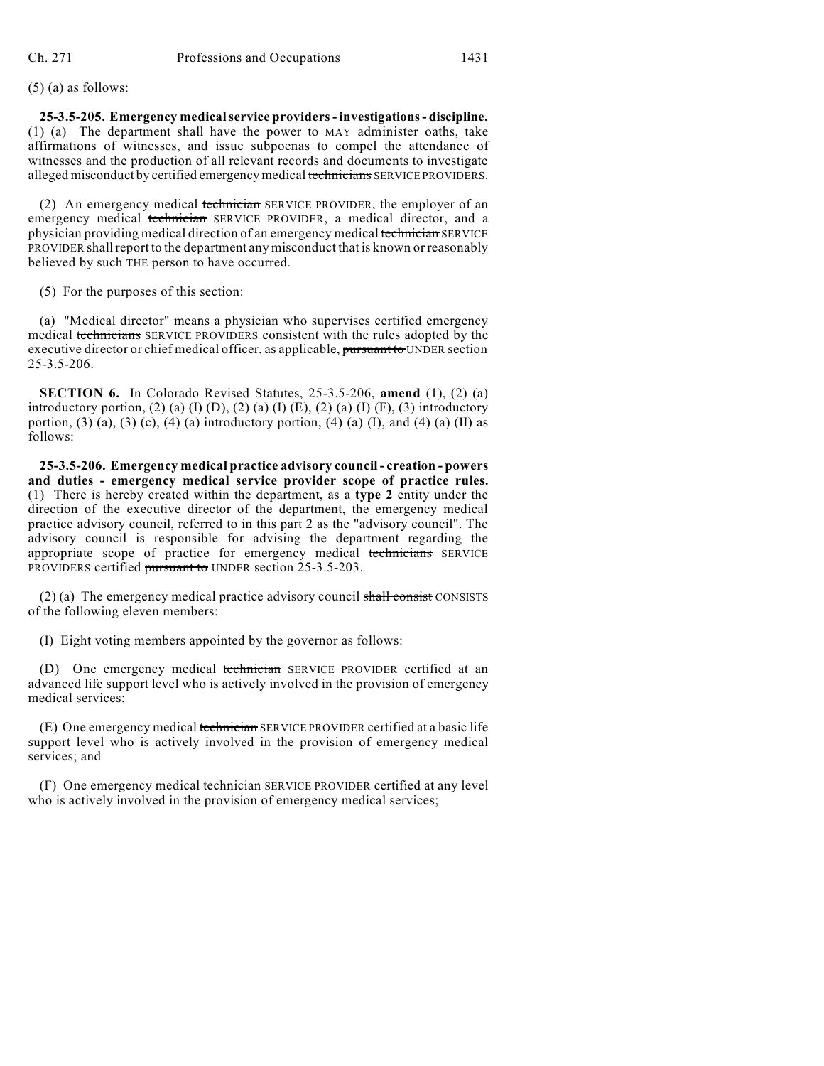(5) (a) as follows:

**25-3.5-205. Emergency medical service providers - investigations - discipline.** (1) (a) The department ~~shall have the power to~~ MAY administer oaths, take affirmations of witnesses, and issue subpoenas to compel the attendance of witnesses and the production of all relevant records and documents to investigate alleged misconduct by certified emergency medical ~~technicians~~ SERVICE PROVIDERS.

(2) An emergency medical ~~technician~~ SERVICE PROVIDER, the employer of an emergency medical ~~technician~~ SERVICE PROVIDER, a medical director, and a physician providing medical direction of an emergency medical ~~technician~~ SERVICE PROVIDER shall report to the department any misconduct that is known or reasonably believed by ~~such~~ THE person to have occurred.

(5) For the purposes of this section:

(a) "Medical director" means a physician who supervises certified emergency medical ~~technicians~~ SERVICE PROVIDERS consistent with the rules adopted by the executive director or chief medical officer, as applicable, ~~pursuant to~~ UNDER section 25-3.5-206.

**SECTION 6.** In Colorado Revised Statutes, 25-3.5-206, **amend** (1), (2) (a) introductory portion, (2) (a) (I) (D), (2) (a) (I) (E), (2) (a) (I) (F), (3) introductory portion, (3) (a), (3) (c), (4) (a) introductory portion, (4) (a) (I), and (4) (a) (II) as follows:

**25-3.5-206. Emergency medical practice advisory council - creation - powers and duties - emergency medical service provider scope of practice rules.** (1) There is hereby created within the department, as a **type 2** entity under the direction of the executive director of the department, the emergency medical practice advisory council, referred to in this part 2 as the "advisory council". The advisory council is responsible for advising the department regarding the appropriate scope of practice for emergency medical ~~technicians~~ SERVICE PROVIDERS certified ~~pursuant to~~ UNDER section 25-3.5-203.

(2) (a) The emergency medical practice advisory council ~~shall consist~~ CONSISTS of the following eleven members:

(I) Eight voting members appointed by the governor as follows:

(D) One emergency medical ~~technician~~ SERVICE PROVIDER certified at an advanced life support level who is actively involved in the provision of emergency medical services;

(E) One emergency medical ~~technician~~ SERVICE PROVIDER certified at a basic life support level who is actively involved in the provision of emergency medical services; and

(F) One emergency medical ~~technician~~ SERVICE PROVIDER certified at any level who is actively involved in the provision of emergency medical services;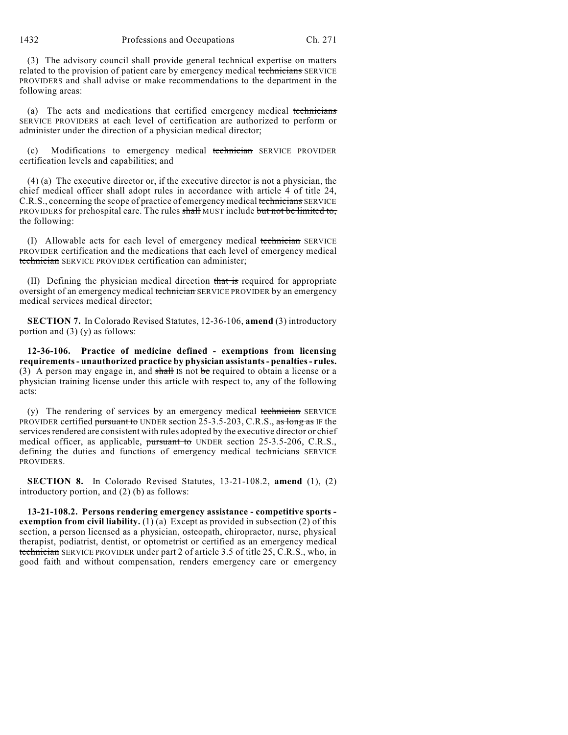(3) The advisory council shall provide general technical expertise on matters related to the provision of patient care by emergency medical ~~technicians~~ SERVICE PROVIDERS and shall advise or make recommendations to the department in the following areas:

(a) The acts and medications that certified emergency medical ~~technicians~~ SERVICE PROVIDERS at each level of certification are authorized to perform or administer under the direction of a physician medical director;

(c) Modifications to emergency medical ~~technician~~ SERVICE PROVIDER certification levels and capabilities; and

(4) (a) The executive director or, if the executive director is not a physician, the chief medical officer shall adopt rules in accordance with article 4 of title 24, C.R.S., concerning the scope of practice of emergency medical ~~technicians~~ SERVICE PROVIDERS for prehospital care. The rules ~~shall~~ MUST include ~~but not be limited to,~~ the following:

(I) Allowable acts for each level of emergency medical ~~technician~~ SERVICE PROVIDER certification and the medications that each level of emergency medical ~~technician~~ SERVICE PROVIDER certification can administer;

(II) Defining the physician medical direction ~~that is~~ required for appropriate oversight of an emergency medical ~~technician~~ SERVICE PROVIDER by an emergency medical services medical director;

**SECTION 7.** In Colorado Revised Statutes, 12-36-106, **amend** (3) introductory portion and (3) (y) as follows:

**12-36-106. Practice of medicine defined - exemptions from licensing requirements - unauthorized practice by physician assistants - penalties - rules.** (3) A person may engage in, and ~~shall~~ IS not ~~be~~ required to obtain a license or a physician training license under this article with respect to, any of the following acts:

(y) The rendering of services by an emergency medical ~~technician~~ SERVICE PROVIDER certified ~~pursuant to~~ UNDER section 25-3.5-203, C.R.S., ~~as long as~~ IF the services rendered are consistent with rules adopted by the executive director or chief medical officer, as applicable, ~~pursuant to~~ UNDER section 25-3.5-206, C.R.S., defining the duties and functions of emergency medical ~~technicians~~ SERVICE PROVIDERS.

**SECTION 8.** In Colorado Revised Statutes, 13-21-108.2, **amend** (1), (2) introductory portion, and (2) (b) as follows:

**13-21-108.2. Persons rendering emergency assistance - competitive sports - exemption from civil liability.** (1) (a) Except as provided in subsection (2) of this section, a person licensed as a physician, osteopath, chiropractor, nurse, physical therapist, podiatrist, dentist, or optometrist or certified as an emergency medical ~~technician~~ SERVICE PROVIDER under part 2 of article 3.5 of title 25, C.R.S., who, in good faith and without compensation, renders emergency care or emergency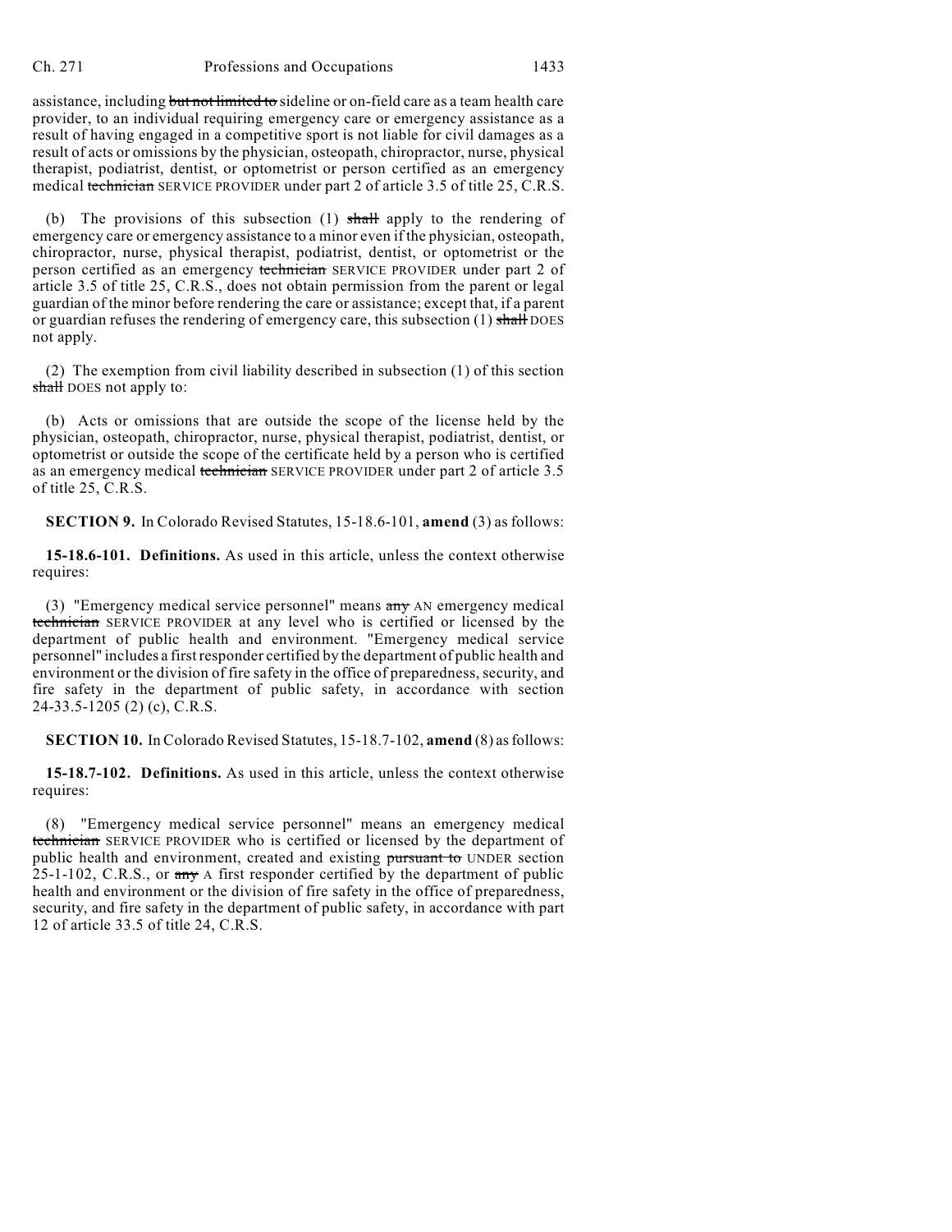assistance, including ~~but not limited to~~ sideline or on-field care as a team health care provider, to an individual requiring emergency care or emergency assistance as a result of having engaged in a competitive sport is not liable for civil damages as a result of acts or omissions by the physician, osteopath, chiropractor, nurse, physical therapist, podiatrist, dentist, or optometrist or person certified as an emergency medical ~~technician~~ SERVICE PROVIDER under part 2 of article 3.5 of title 25, C.R.S.

(b) The provisions of this subsection (1) ~~shall~~ apply to the rendering of emergency care or emergency assistance to a minor even if the physician, osteopath, chiropractor, nurse, physical therapist, podiatrist, dentist, or optometrist or the person certified as an emergency ~~technician~~ SERVICE PROVIDER under part 2 of article 3.5 of title 25, C.R.S., does not obtain permission from the parent or legal guardian of the minor before rendering the care or assistance; except that, if a parent or guardian refuses the rendering of emergency care, this subsection (1) ~~shall~~ DOES not apply.

(2) The exemption from civil liability described in subsection (1) of this section ~~shall~~ DOES not apply to:

(b) Acts or omissions that are outside the scope of the license held by the physician, osteopath, chiropractor, nurse, physical therapist, podiatrist, dentist, or optometrist or outside the scope of the certificate held by a person who is certified as an emergency medical ~~technician~~ SERVICE PROVIDER under part 2 of article 3.5 of title 25, C.R.S.

**SECTION 9.** In Colorado Revised Statutes, 15-18.6-101, **amend** (3) as follows:

**15-18.6-101. Definitions.** As used in this article, unless the context otherwise requires:

(3) "Emergency medical service personnel" means ~~any~~ AN emergency medical ~~technician~~ SERVICE PROVIDER at any level who is certified or licensed by the department of public health and environment. "Emergency medical service personnel" includes a first responder certified by the department of public health and environment or the division of fire safety in the office of preparedness, security, and fire safety in the department of public safety, in accordance with section 24-33.5-1205 (2) (c), C.R.S.

**SECTION 10.** In Colorado Revised Statutes, 15-18.7-102, **amend** (8) as follows:

**15-18.7-102. Definitions.** As used in this article, unless the context otherwise requires:

(8) "Emergency medical service personnel" means an emergency medical ~~technician~~ SERVICE PROVIDER who is certified or licensed by the department of public health and environment, created and existing ~~pursuant to~~ UNDER section 25-1-102, C.R.S., or ~~any~~ A first responder certified by the department of public health and environment or the division of fire safety in the office of preparedness, security, and fire safety in the department of public safety, in accordance with part 12 of article 33.5 of title 24, C.R.S.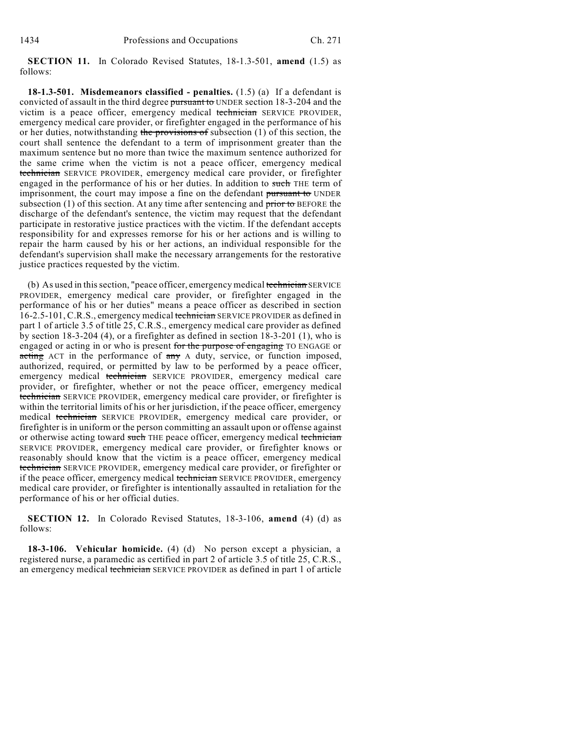**SECTION 11.** In Colorado Revised Statutes, 18-1.3-501, **amend** (1.5) as follows:

**18-1.3-501. Misdemeanors classified - penalties.** (1.5) (a) If a defendant is convicted of assault in the third degree ~~pursuant to~~ UNDER section 18-3-204 and the victim is a peace officer, emergency medical ~~technician~~ SERVICE PROVIDER, emergency medical care provider, or firefighter engaged in the performance of his or her duties, notwithstanding ~~the provisions of~~ subsection (1) of this section, the court shall sentence the defendant to a term of imprisonment greater than the maximum sentence but no more than twice the maximum sentence authorized for the same crime when the victim is not a peace officer, emergency medical ~~technician~~ SERVICE PROVIDER, emergency medical care provider, or firefighter engaged in the performance of his or her duties. In addition to ~~such~~ THE term of imprisonment, the court may impose a fine on the defendant ~~pursuant to~~ UNDER subsection (1) of this section. At any time after sentencing and ~~prior to~~ BEFORE the discharge of the defendant's sentence, the victim may request that the defendant participate in restorative justice practices with the victim. If the defendant accepts responsibility for and expresses remorse for his or her actions and is willing to repair the harm caused by his or her actions, an individual responsible for the defendant's supervision shall make the necessary arrangements for the restorative justice practices requested by the victim.

(b) As used in this section, "peace officer, emergency medical ~~technician~~ SERVICE PROVIDER, emergency medical care provider, or firefighter engaged in the performance of his or her duties" means a peace officer as described in section 16-2.5-101, C.R.S., emergency medical ~~technician~~ SERVICE PROVIDER as defined in part 1 of article 3.5 of title 25, C.R.S., emergency medical care provider as defined by section 18-3-204 (4), or a firefighter as defined in section 18-3-201 (1), who is engaged or acting in or who is present ~~for the purpose of engaging~~ TO ENGAGE or ~~acting~~ ACT in the performance of ~~any~~ A duty, service, or function imposed, authorized, required, or permitted by law to be performed by a peace officer, emergency medical ~~technician~~ SERVICE PROVIDER, emergency medical care provider, or firefighter, whether or not the peace officer, emergency medical ~~technician~~ SERVICE PROVIDER, emergency medical care provider, or firefighter is within the territorial limits of his or her jurisdiction, if the peace officer, emergency medical ~~technician~~ SERVICE PROVIDER, emergency medical care provider, or firefighter is in uniform or the person committing an assault upon or offense against or otherwise acting toward ~~such~~ THE peace officer, emergency medical ~~technician~~ SERVICE PROVIDER, emergency medical care provider, or firefighter knows or reasonably should know that the victim is a peace officer, emergency medical ~~technician~~ SERVICE PROVIDER, emergency medical care provider, or firefighter or if the peace officer, emergency medical ~~technician~~ SERVICE PROVIDER, emergency medical care provider, or firefighter is intentionally assaulted in retaliation for the performance of his or her official duties.

**SECTION 12.** In Colorado Revised Statutes, 18-3-106, **amend** (4) (d) as follows:

**18-3-106. Vehicular homicide.** (4) (d) No person except a physician, a registered nurse, a paramedic as certified in part 2 of article 3.5 of title 25, C.R.S., an emergency medical ~~technician~~ SERVICE PROVIDER as defined in part 1 of article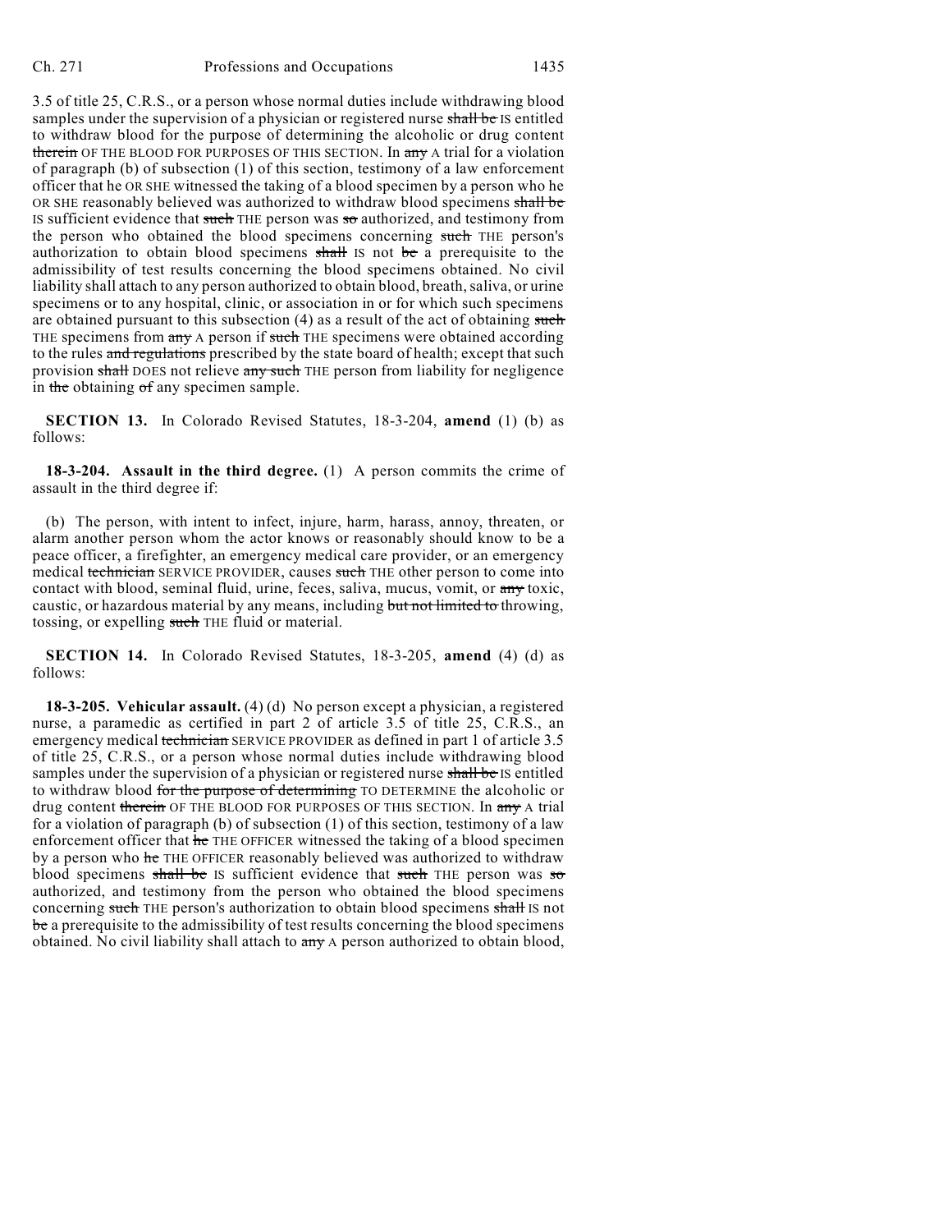3.5 of title 25, C.R.S., or a person whose normal duties include withdrawing blood samples under the supervision of a physician or registered nurse ~~shall be~~ IS entitled to withdraw blood for the purpose of determining the alcoholic or drug content ~~therein~~ OF THE BLOOD FOR PURPOSES OF THIS SECTION. In ~~any~~ A trial for a violation of paragraph (b) of subsection (1) of this section, testimony of a law enforcement officer that he OR SHE witnessed the taking of a blood specimen by a person who he OR SHE reasonably believed was authorized to withdraw blood specimens ~~shall be~~ IS sufficient evidence that ~~such~~ THE person was ~~so~~ authorized, and testimony from the person who obtained the blood specimens concerning ~~such~~ THE person's authorization to obtain blood specimens ~~shall~~ IS not ~~be~~ a prerequisite to the admissibility of test results concerning the blood specimens obtained. No civil liability shall attach to any person authorized to obtain blood, breath, saliva, or urine specimens or to any hospital, clinic, or association in or for which such specimens are obtained pursuant to this subsection (4) as a result of the act of obtaining ~~such~~ THE specimens from ~~any~~ A person if ~~such~~ THE specimens were obtained according to the rules ~~and regulations~~ prescribed by the state board of health; except that such provision ~~shall~~ DOES not relieve ~~any such~~ THE person from liability for negligence in ~~the~~ obtaining ~~of~~ any specimen sample.

**SECTION 13.** In Colorado Revised Statutes, 18-3-204, **amend** (1) (b) as follows:

**18-3-204. Assault in the third degree.** (1) A person commits the crime of assault in the third degree if:

(b) The person, with intent to infect, injure, harm, harass, annoy, threaten, or alarm another person whom the actor knows or reasonably should know to be a peace officer, a firefighter, an emergency medical care provider, or an emergency medical ~~technician~~ SERVICE PROVIDER, causes ~~such~~ THE other person to come into contact with blood, seminal fluid, urine, feces, saliva, mucus, vomit, or ~~any~~ toxic, caustic, or hazardous material by any means, including ~~but not limited to~~ throwing, tossing, or expelling ~~such~~ THE fluid or material.

**SECTION 14.** In Colorado Revised Statutes, 18-3-205, **amend** (4) (d) as follows:

**18-3-205. Vehicular assault.** (4) (d) No person except a physician, a registered nurse, a paramedic as certified in part 2 of article 3.5 of title 25, C.R.S., an emergency medical ~~technician~~ SERVICE PROVIDER as defined in part 1 of article 3.5 of title 25, C.R.S., or a person whose normal duties include withdrawing blood samples under the supervision of a physician or registered nurse ~~shall be~~ IS entitled to withdraw blood ~~for the purpose of determining~~ TO DETERMINE the alcoholic or drug content ~~therein~~ OF THE BLOOD FOR PURPOSES OF THIS SECTION. In ~~any~~ A trial for a violation of paragraph (b) of subsection (1) of this section, testimony of a law enforcement officer that ~~he~~ THE OFFICER witnessed the taking of a blood specimen by a person who ~~he~~ THE OFFICER reasonably believed was authorized to withdraw blood specimens ~~shall be~~ IS sufficient evidence that ~~such~~ THE person was ~~so~~ authorized, and testimony from the person who obtained the blood specimens concerning ~~such~~ THE person's authorization to obtain blood specimens ~~shall~~ IS not ~~be~~ a prerequisite to the admissibility of test results concerning the blood specimens obtained. No civil liability shall attach to ~~any~~ A person authorized to obtain blood,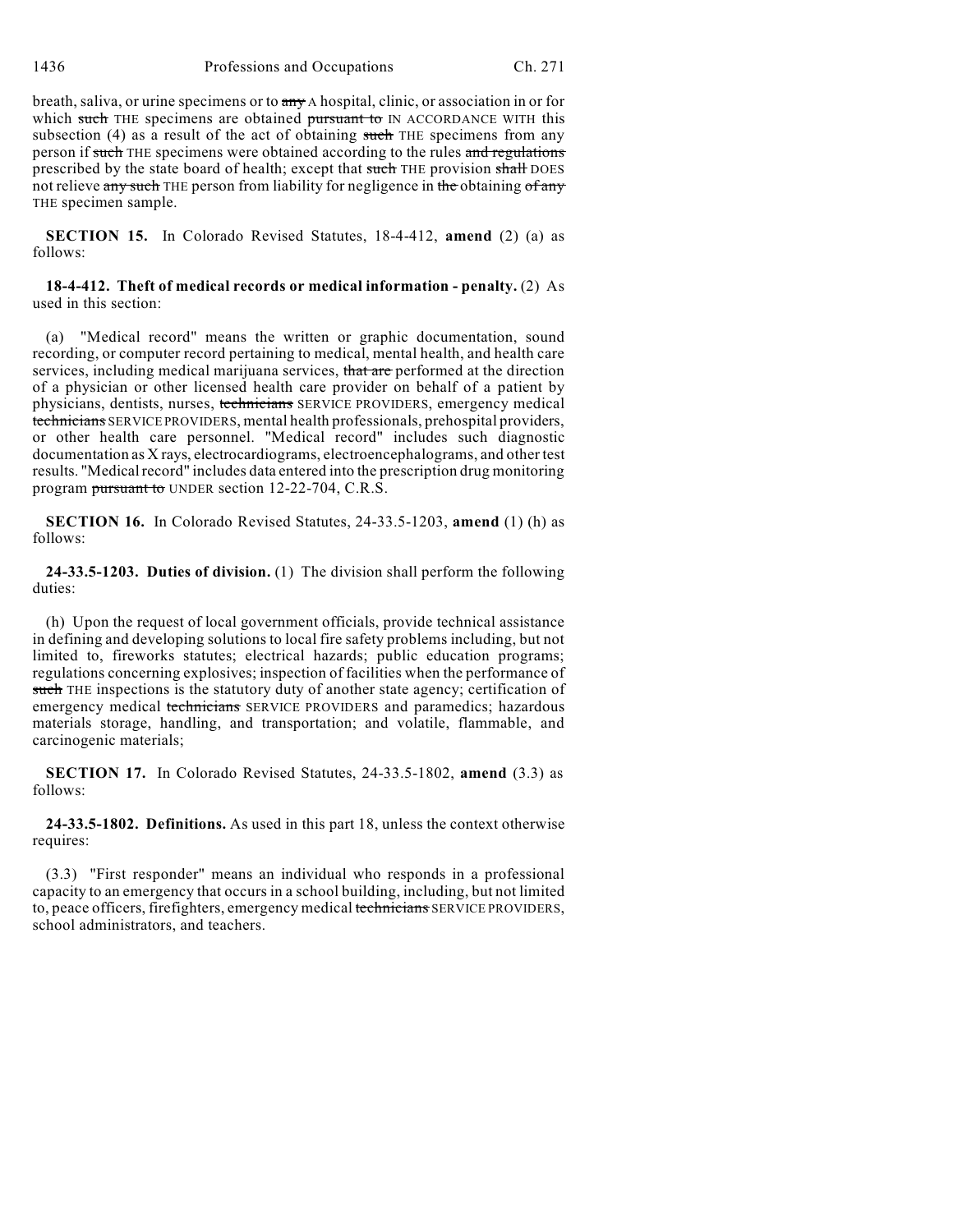breath, saliva, or urine specimens or to ~~any~~ A hospital, clinic, or association in or for which ~~such~~ THE specimens are obtained ~~pursuant to~~ IN ACCORDANCE WITH this subsection (4) as a result of the act of obtaining ~~such~~ THE specimens from any person if ~~such~~ THE specimens were obtained according to the rules ~~and regulations~~ prescribed by the state board of health; except that ~~such~~ THE provision ~~shall~~ DOES not relieve ~~any such~~ THE person from liability for negligence in ~~the~~ obtaining ~~of any~~ THE specimen sample.

**SECTION 15.** In Colorado Revised Statutes, 18-4-412, **amend** (2) (a) as follows:

**18-4-412. Theft of medical records or medical information - penalty.** (2) As used in this section:

(a) "Medical record" means the written or graphic documentation, sound recording, or computer record pertaining to medical, mental health, and health care services, including medical marijuana services, ~~that are~~ performed at the direction of a physician or other licensed health care provider on behalf of a patient by physicians, dentists, nurses, ~~technicians~~ SERVICE PROVIDERS, emergency medical ~~technicians~~ SERVICE PROVIDERS, mental health professionals, prehospital providers, or other health care personnel. "Medical record" includes such diagnostic documentation as X rays, electrocardiograms, electroencephalograms, and other test results. "Medical record" includes data entered into the prescription drug monitoring program ~~pursuant to~~ UNDER section 12-22-704, C.R.S.

**SECTION 16.** In Colorado Revised Statutes, 24-33.5-1203, **amend** (1) (h) as follows:

**24-33.5-1203. Duties of division.** (1) The division shall perform the following duties:

(h) Upon the request of local government officials, provide technical assistance in defining and developing solutions to local fire safety problems including, but not limited to, fireworks statutes; electrical hazards; public education programs; regulations concerning explosives; inspection of facilities when the performance of ~~such~~ THE inspections is the statutory duty of another state agency; certification of emergency medical ~~technicians~~ SERVICE PROVIDERS and paramedics; hazardous materials storage, handling, and transportation; and volatile, flammable, and carcinogenic materials;

**SECTION 17.** In Colorado Revised Statutes, 24-33.5-1802, **amend** (3.3) as follows:

**24-33.5-1802. Definitions.** As used in this part 18, unless the context otherwise requires:

(3.3) "First responder" means an individual who responds in a professional capacity to an emergency that occurs in a school building, including, but not limited to, peace officers, firefighters, emergency medical ~~technicians~~ SERVICE PROVIDERS, school administrators, and teachers.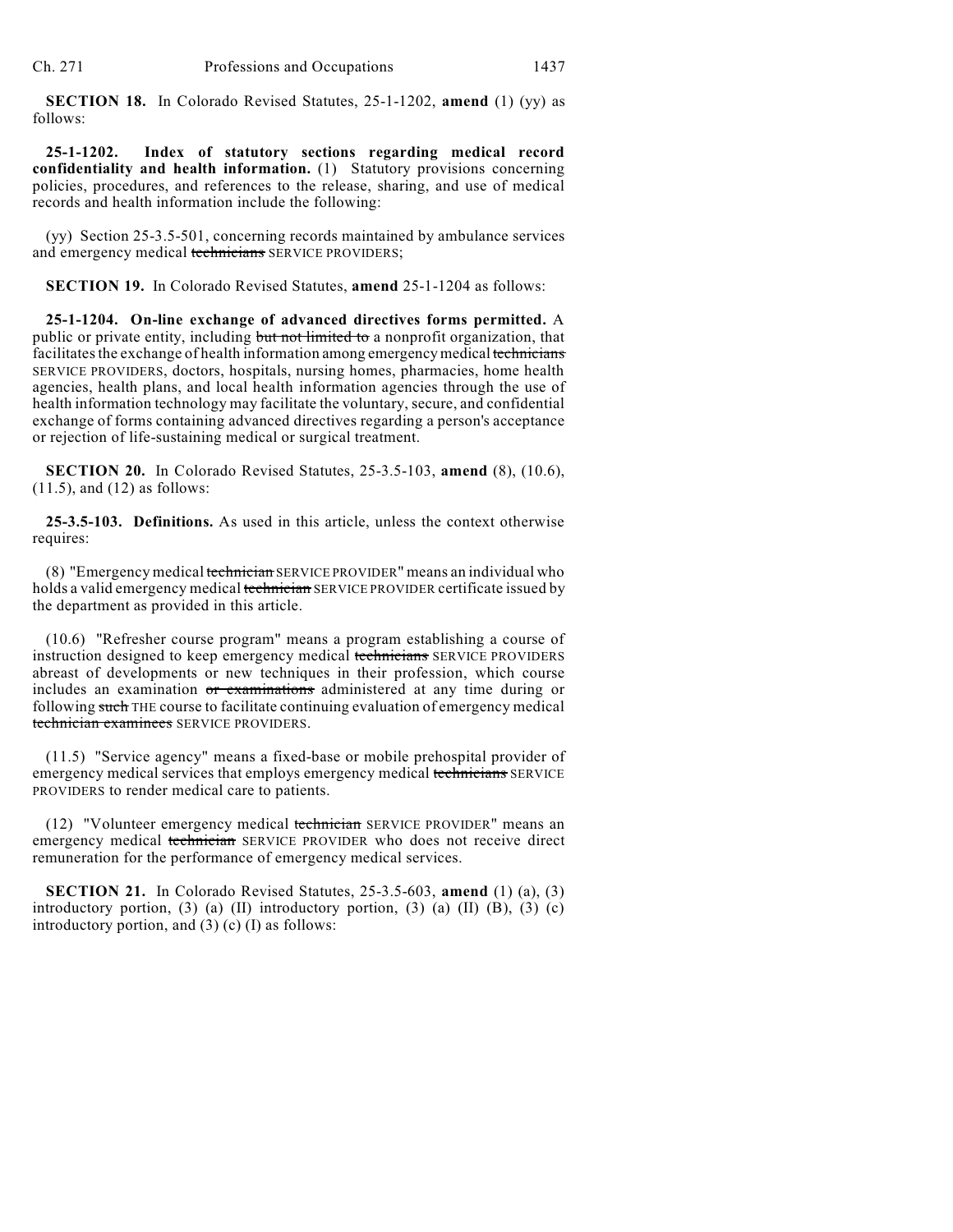**SECTION 18.** In Colorado Revised Statutes, 25-1-1202, **amend** (1) (yy) as follows:

**25-1-1202. Index of statutory sections regarding medical record confidentiality and health information.** (1) Statutory provisions concerning policies, procedures, and references to the release, sharing, and use of medical records and health information include the following:

(yy) Section 25-3.5-501, concerning records maintained by ambulance services and emergency medical ~~technicians~~ SERVICE PROVIDERS;

**SECTION 19.** In Colorado Revised Statutes, **amend** 25-1-1204 as follows:

**25-1-1204. On-line exchange of advanced directives forms permitted.** A public or private entity, including ~~but not limited to~~ a nonprofit organization, that facilitates the exchange of health information among emergency medical ~~technicians~~ SERVICE PROVIDERS, doctors, hospitals, nursing homes, pharmacies, home health agencies, health plans, and local health information agencies through the use of health information technology may facilitate the voluntary, secure, and confidential exchange of forms containing advanced directives regarding a person's acceptance or rejection of life-sustaining medical or surgical treatment.

**SECTION 20.** In Colorado Revised Statutes, 25-3.5-103, **amend** (8), (10.6), (11.5), and (12) as follows:

**25-3.5-103. Definitions.** As used in this article, unless the context otherwise requires:

(8) "Emergency medical ~~technician~~ SERVICE PROVIDER" means an individual who holds a valid emergency medical ~~technician~~ SERVICE PROVIDER certificate issued by the department as provided in this article.

(10.6) "Refresher course program" means a program establishing a course of instruction designed to keep emergency medical ~~technicians~~ SERVICE PROVIDERS abreast of developments or new techniques in their profession, which course includes an examination ~~or examinations~~ administered at any time during or following ~~such~~ THE course to facilitate continuing evaluation of emergency medical ~~technician examinees~~ SERVICE PROVIDERS.

(11.5) "Service agency" means a fixed-base or mobile prehospital provider of emergency medical services that employs emergency medical ~~technicians~~ SERVICE PROVIDERS to render medical care to patients.

(12) "Volunteer emergency medical ~~technician~~ SERVICE PROVIDER" means an emergency medical ~~technician~~ SERVICE PROVIDER who does not receive direct remuneration for the performance of emergency medical services.

**SECTION 21.** In Colorado Revised Statutes, 25-3.5-603, **amend** (1) (a), (3) introductory portion, (3) (a) (II) introductory portion, (3) (a) (II) (B), (3) (c) introductory portion, and (3) (c) (I) as follows: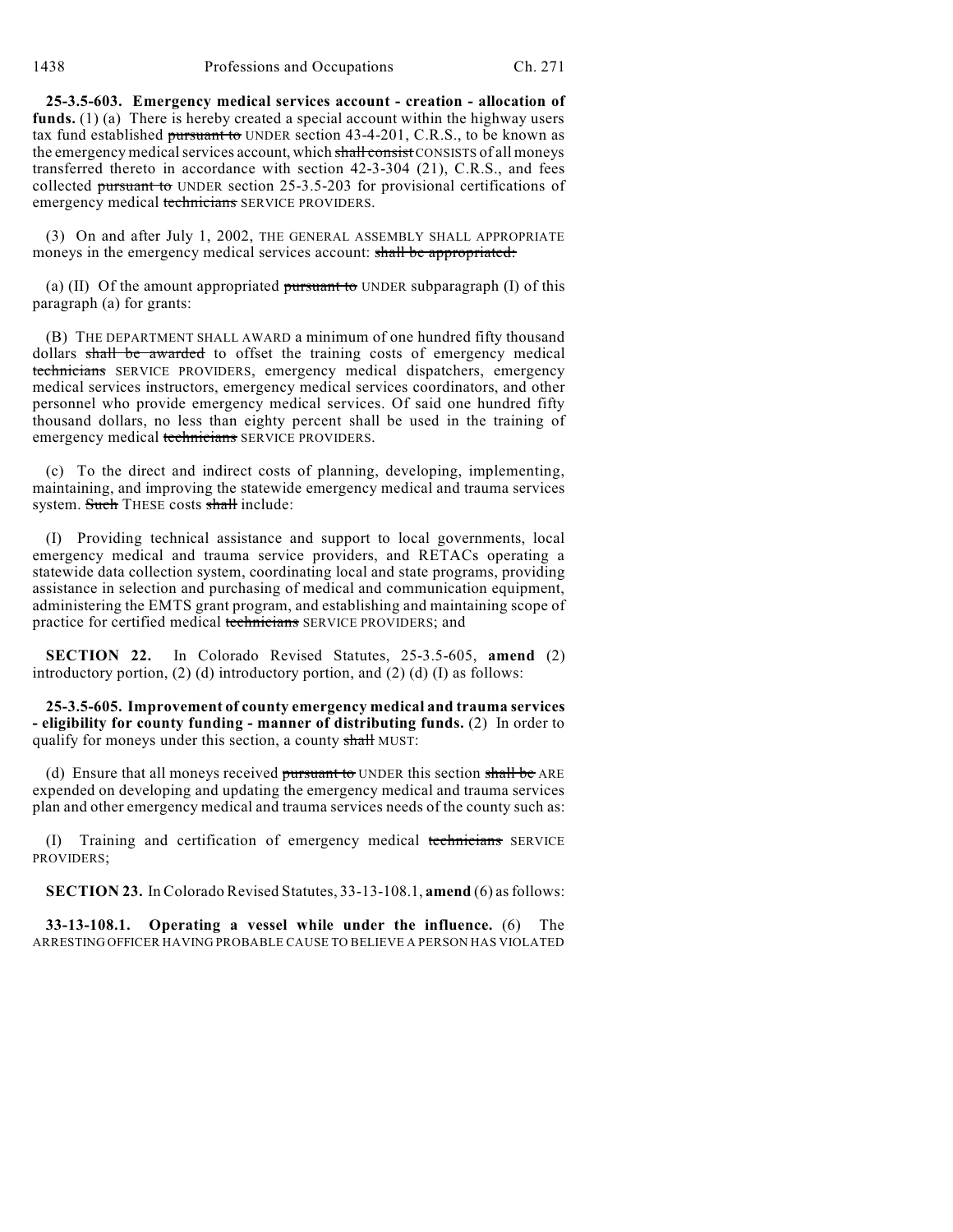**25-3.5-603. Emergency medical services account - creation - allocation of funds.** (1) (a) There is hereby created a special account within the highway users tax fund established ~~pursuant to~~ UNDER section 43-4-201, C.R.S., to be known as the emergency medical services account, which ~~shall consist~~ CONSISTS of all moneys transferred thereto in accordance with section 42-3-304 (21), C.R.S., and fees collected ~~pursuant to~~ UNDER section 25-3.5-203 for provisional certifications of emergency medical ~~technicians~~ SERVICE PROVIDERS.

(3) On and after July 1, 2002, THE GENERAL ASSEMBLY SHALL APPROPRIATE moneys in the emergency medical services account: ~~shall be appropriated:~~

(a) (II) Of the amount appropriated ~~pursuant to~~ UNDER subparagraph (I) of this paragraph (a) for grants:

(B) THE DEPARTMENT SHALL AWARD a minimum of one hundred fifty thousand dollars ~~shall be awarded~~ to offset the training costs of emergency medical ~~technicians~~ SERVICE PROVIDERS, emergency medical dispatchers, emergency medical services instructors, emergency medical services coordinators, and other personnel who provide emergency medical services. Of said one hundred fifty thousand dollars, no less than eighty percent shall be used in the training of emergency medical ~~technicians~~ SERVICE PROVIDERS.

(c) To the direct and indirect costs of planning, developing, implementing, maintaining, and improving the statewide emergency medical and trauma services system. ~~Such~~ THESE costs ~~shall~~ include:

(I) Providing technical assistance and support to local governments, local emergency medical and trauma service providers, and RETACs operating a statewide data collection system, coordinating local and state programs, providing assistance in selection and purchasing of medical and communication equipment, administering the EMTS grant program, and establishing and maintaining scope of practice for certified medical ~~technicians~~ SERVICE PROVIDERS; and

**SECTION 22.** In Colorado Revised Statutes, 25-3.5-605, **amend** (2) introductory portion, (2) (d) introductory portion, and (2) (d) (I) as follows:

**25-3.5-605. Improvement of county emergency medical and trauma services - eligibility for county funding - manner of distributing funds.** (2) In order to qualify for moneys under this section, a county ~~shall~~ MUST:

(d) Ensure that all moneys received ~~pursuant to~~ UNDER this section ~~shall be~~ ARE expended on developing and updating the emergency medical and trauma services plan and other emergency medical and trauma services needs of the county such as:

(I) Training and certification of emergency medical ~~technicians~~ SERVICE PROVIDERS;

**SECTION 23.** In Colorado Revised Statutes, 33-13-108.1, **amend** (6) as follows:

**33-13-108.1. Operating a vessel while under the influence.** (6) The ARRESTING OFFICER HAVING PROBABLE CAUSE TO BELIEVE A PERSON HAS VIOLATED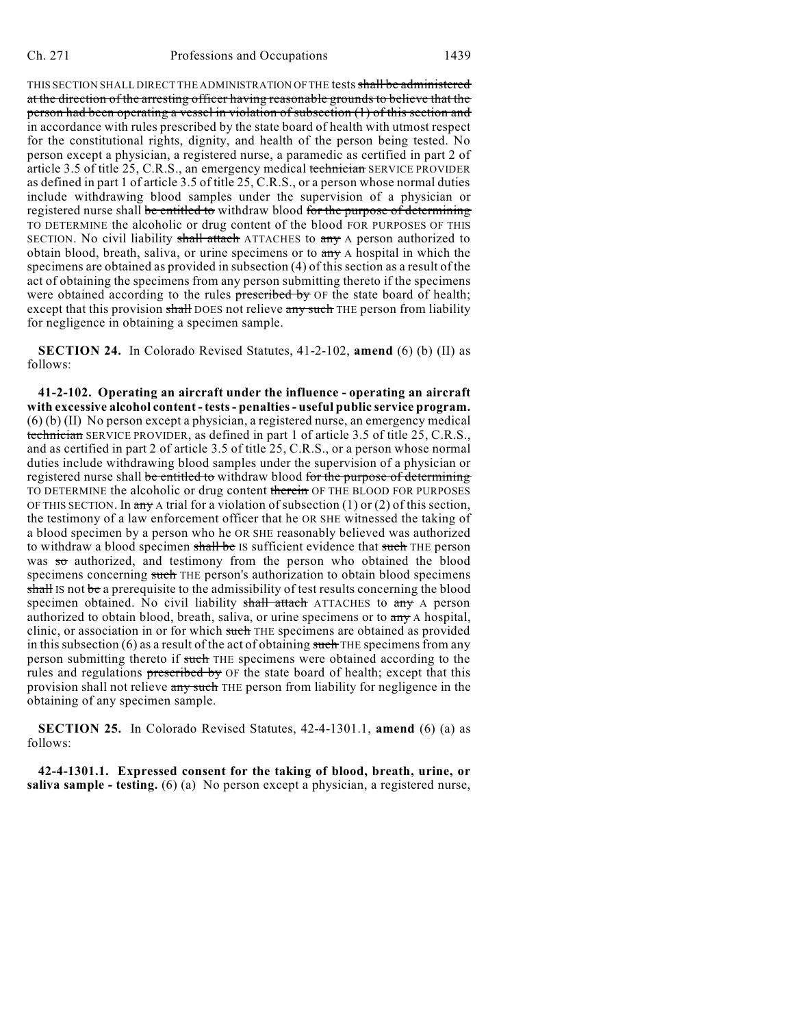THIS SECTION SHALL DIRECT THE ADMINISTRATION OF THE tests ~~shall be administered at the direction of the arresting officer having reasonable grounds to believe that the person had been operating a vessel in violation of subsection (1) of this section and~~ in accordance with rules prescribed by the state board of health with utmost respect for the constitutional rights, dignity, and health of the person being tested. No person except a physician, a registered nurse, a paramedic as certified in part 2 of article 3.5 of title 25, C.R.S., an emergency medical ~~technician~~ SERVICE PROVIDER as defined in part 1 of article 3.5 of title 25, C.R.S., or a person whose normal duties include withdrawing blood samples under the supervision of a physician or registered nurse shall ~~be entitled to~~ withdraw blood ~~for the purpose of determining~~ TO DETERMINE the alcoholic or drug content of the blood FOR PURPOSES OF THIS SECTION. No civil liability ~~shall attach~~ ATTACHES to ~~any~~ A person authorized to obtain blood, breath, saliva, or urine specimens or to ~~any~~ A hospital in which the specimens are obtained as provided in subsection (4) of this section as a result of the act of obtaining the specimens from any person submitting thereto if the specimens were obtained according to the rules ~~prescribed by~~ OF the state board of health; except that this provision ~~shall~~ DOES not relieve ~~any such~~ THE person from liability for negligence in obtaining a specimen sample.

**SECTION 24.** In Colorado Revised Statutes, 41-2-102, **amend** (6) (b) (II) as follows:

**41-2-102. Operating an aircraft under the influence - operating an aircraft with excessive alcohol content - tests - penalties - useful public service program.** (6) (b) (II) No person except a physician, a registered nurse, an emergency medical ~~technician~~ SERVICE PROVIDER, as defined in part 1 of article 3.5 of title 25, C.R.S., and as certified in part 2 of article 3.5 of title 25, C.R.S., or a person whose normal duties include withdrawing blood samples under the supervision of a physician or registered nurse shall ~~be entitled to~~ withdraw blood ~~for the purpose of determining~~ TO DETERMINE the alcoholic or drug content ~~therein~~ OF THE BLOOD FOR PURPOSES OF THIS SECTION. In ~~any~~ A trial for a violation of subsection (1) or (2) of this section, the testimony of a law enforcement officer that he OR SHE witnessed the taking of a blood specimen by a person who he OR SHE reasonably believed was authorized to withdraw a blood specimen ~~shall be~~ IS sufficient evidence that ~~such~~ THE person was ~~so~~ authorized, and testimony from the person who obtained the blood specimens concerning ~~such~~ THE person's authorization to obtain blood specimens ~~shall~~ IS not ~~be~~ a prerequisite to the admissibility of test results concerning the blood specimen obtained. No civil liability ~~shall attach~~ ATTACHES to ~~any~~ A person authorized to obtain blood, breath, saliva, or urine specimens or to ~~any~~ A hospital, clinic, or association in or for which ~~such~~ THE specimens are obtained as provided in this subsection (6) as a result of the act of obtaining ~~such~~ THE specimens from any person submitting thereto if ~~such~~ THE specimens were obtained according to the rules and regulations ~~prescribed by~~ OF the state board of health; except that this provision shall not relieve ~~any such~~ THE person from liability for negligence in the obtaining of any specimen sample.

**SECTION 25.** In Colorado Revised Statutes, 42-4-1301.1, **amend** (6) (a) as follows:

**42-4-1301.1. Expressed consent for the taking of blood, breath, urine, or saliva sample - testing.** (6) (a) No person except a physician, a registered nurse,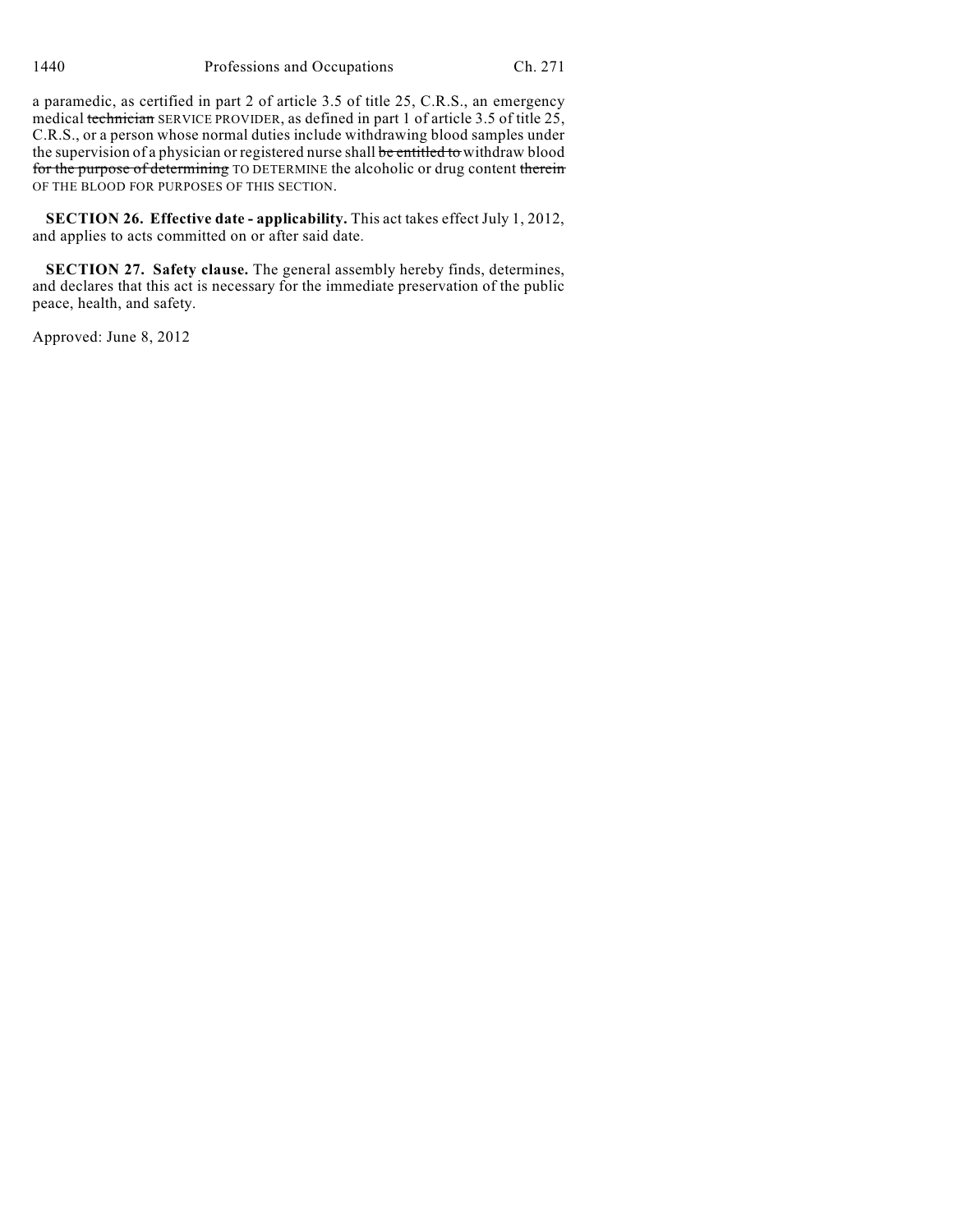a paramedic, as certified in part 2 of article 3.5 of title 25, C.R.S., an emergency medical ~~technician~~ SERVICE PROVIDER, as defined in part 1 of article 3.5 of title 25, C.R.S., or a person whose normal duties include withdrawing blood samples under the supervision of a physician or registered nurse shall ~~be entitled to~~ withdraw blood ~~for the purpose of determining~~ TO DETERMINE the alcoholic or drug content ~~therein~~ OF THE BLOOD FOR PURPOSES OF THIS SECTION.

**SECTION 26. Effective date - applicability.** This act takes effect July 1, 2012, and applies to acts committed on or after said date.

**SECTION 27. Safety clause.** The general assembly hereby finds, determines, and declares that this act is necessary for the immediate preservation of the public peace, health, and safety.

Approved: June 8, 2012